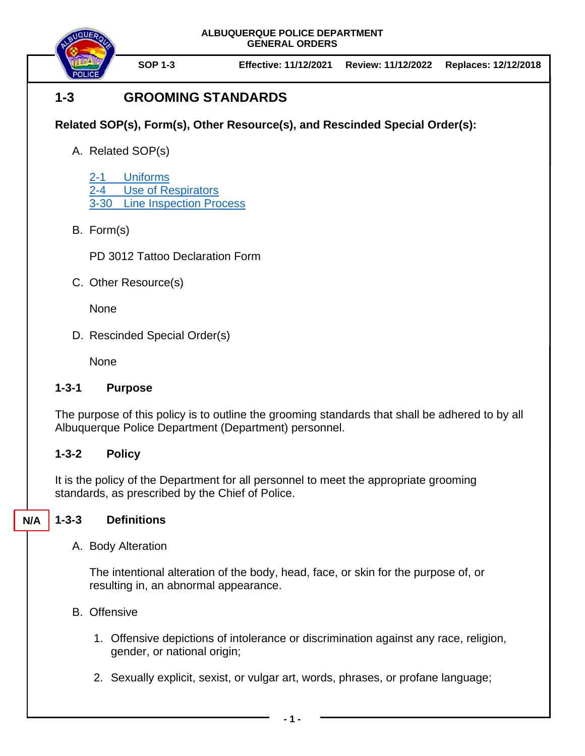ALBUQUERQUE POLICE DEPARTMENT
GENERAL ORDERS

| SOP 1-3 | Effective: 11/12/2021 | Review: 11/12/2022 | Replaces: 12/12/2018 |
|---|---|---|---|

# 1-3 GROOMING STANDARDS

**Related SOP(s), Form(s), Other Resource(s), and Rescinded Special Order(s):**

A. Related SOP(s)

2-1 Uniforms
2-4 Use of Respirators
3-30 Line Inspection Process

B. Form(s)

PD 3012 Tattoo Declaration Form

C. Other Resource(s)

None

D. Rescinded Special Order(s)

None

## 1-3-1 Purpose

The purpose of this policy is to outline the grooming standards that shall be adhered to by all Albuquerque Police Department (Department) personnel.

## 1-3-2 Policy

It is the policy of the Department for all personnel to meet the appropriate grooming standards, as prescribed by the Chief of Police.

## N/A 1-3-3 Definitions

A. Body Alteration

The intentional alteration of the body, head, face, or skin for the purpose of, or resulting in, an abnormal appearance.

B. Offensive

1. Offensive depictions of intolerance or discrimination against any race, religion, gender, or national origin;

2. Sexually explicit, sexist, or vulgar art, words, phrases, or profane language;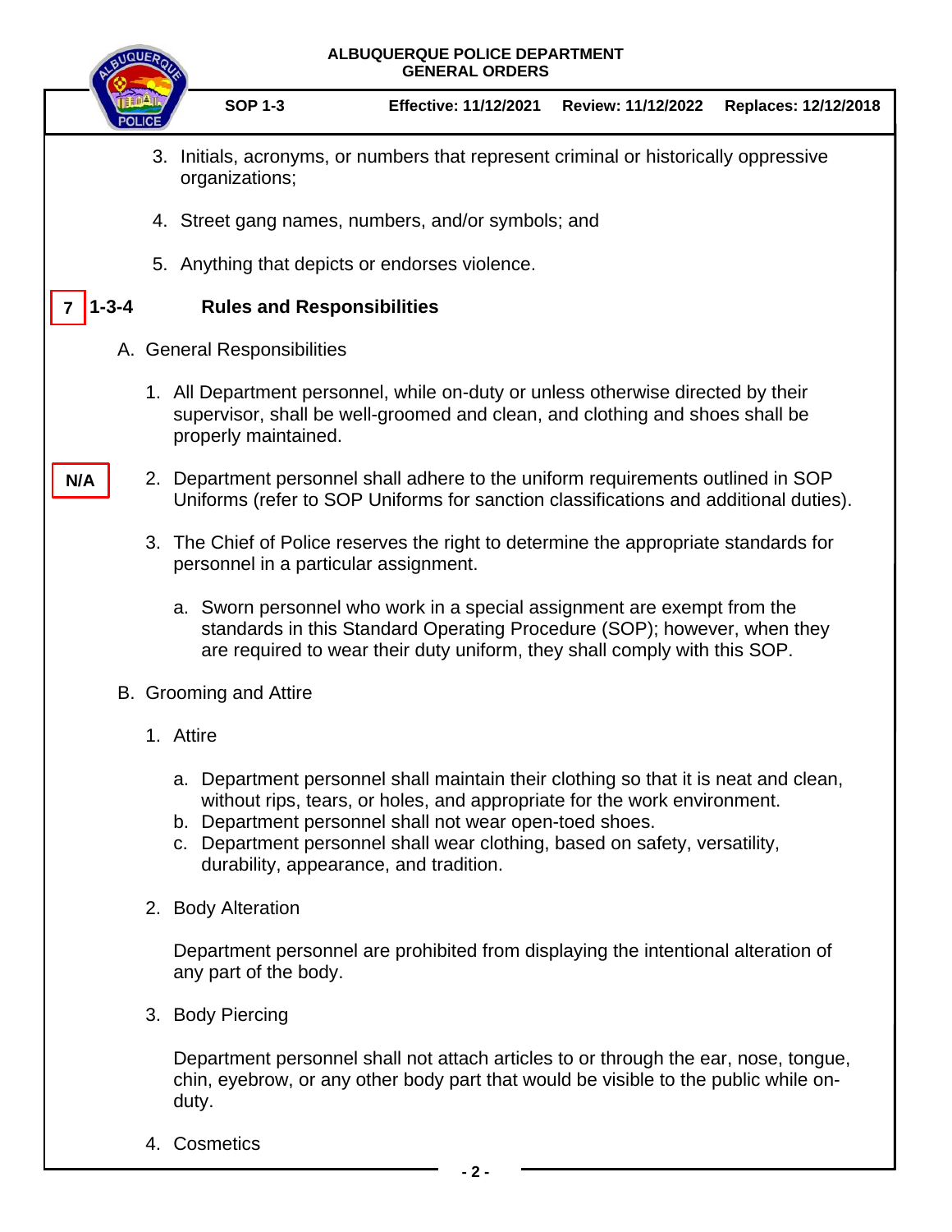3. Initials, acronyms, or numbers that represent criminal or historically oppressive organizations;

4. Street gang names, numbers, and/or symbols; and

5. Anything that depicts or endorses violence.

## 7 1-3-4 Rules and Responsibilities

A. General Responsibilities

1. All Department personnel, while on-duty or unless otherwise directed by their supervisor, shall be well-groomed and clean, and clothing and shoes shall be properly maintained.

N/A

2. Department personnel shall adhere to the uniform requirements outlined in SOP Uniforms (refer to SOP Uniforms for sanction classifications and additional duties).

3. The Chief of Police reserves the right to determine the appropriate standards for personnel in a particular assignment.

   a. Sworn personnel who work in a special assignment are exempt from the standards in this Standard Operating Procedure (SOP); however, when they are required to wear their duty uniform, they shall comply with this SOP.

B. Grooming and Attire

1. Attire

   a. Department personnel shall maintain their clothing so that it is neat and clean, without rips, tears, or holes, and appropriate for the work environment.
   b. Department personnel shall not wear open-toed shoes.
   c. Department personnel shall wear clothing, based on safety, versatility, durability, appearance, and tradition.

2. Body Alteration

   Department personnel are prohibited from displaying the intentional alteration of any part of the body.

3. Body Piercing

   Department personnel shall not attach articles to or through the ear, nose, tongue, chin, eyebrow, or any other body part that would be visible to the public while on-duty.

4. Cosmetics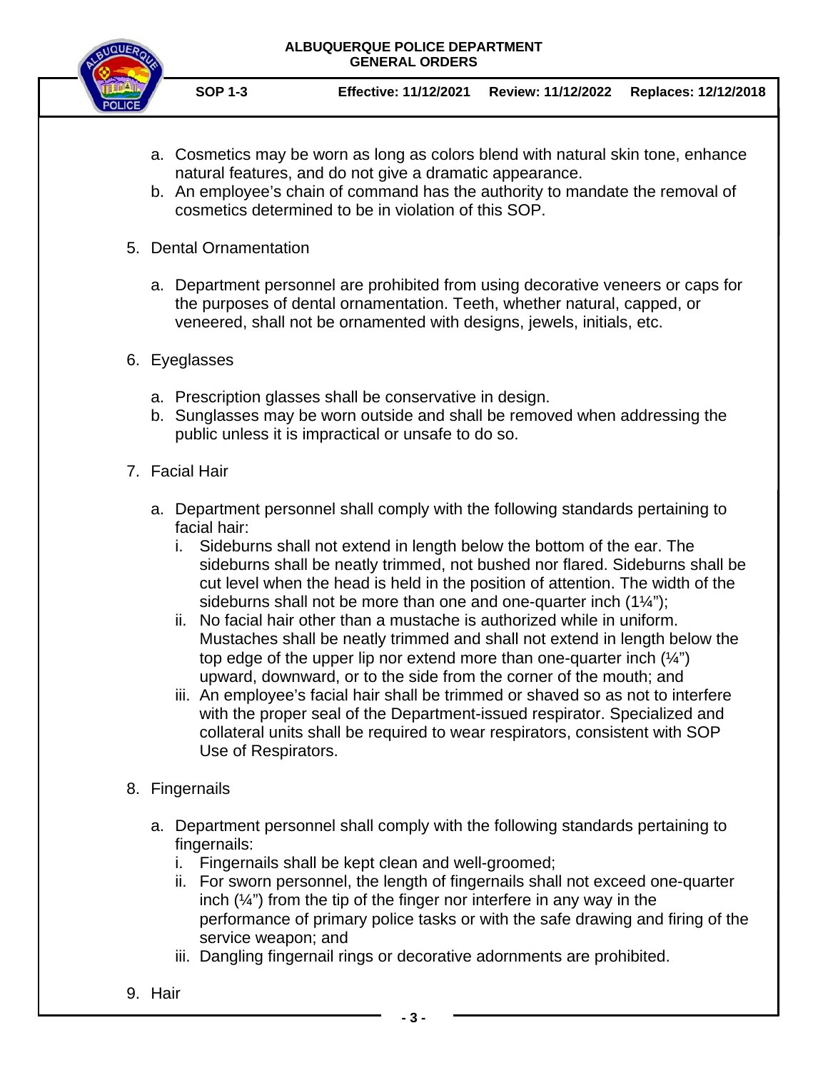a. Cosmetics may be worn as long as colors blend with natural skin tone, enhance natural features, and do not give a dramatic appearance.
b. An employee's chain of command has the authority to mandate the removal of cosmetics determined to be in violation of this SOP.

5. Dental Ornamentation

    a. Department personnel are prohibited from using decorative veneers or caps for the purposes of dental ornamentation. Teeth, whether natural, capped, or veneered, shall not be ornamented with designs, jewels, initials, etc.

6. Eyeglasses

    a. Prescription glasses shall be conservative in design.
    b. Sunglasses may be worn outside and shall be removed when addressing the public unless it is impractical or unsafe to do so.

7. Facial Hair

    a. Department personnel shall comply with the following standards pertaining to facial hair:
        i. Sideburns shall not extend in length below the bottom of the ear. The sideburns shall be neatly trimmed, not bushed nor flared. Sideburns shall be cut level when the head is held in the position of attention. The width of the sideburns shall not be more than one and one-quarter inch (1¼");
        ii. No facial hair other than a mustache is authorized while in uniform. Mustaches shall be neatly trimmed and shall not extend in length below the top edge of the upper lip nor extend more than one-quarter inch (¼") upward, downward, or to the side from the corner of the mouth; and
        iii. An employee's facial hair shall be trimmed or shaved so as not to interfere with the proper seal of the Department-issued respirator. Specialized and collateral units shall be required to wear respirators, consistent with SOP Use of Respirators.

8. Fingernails

    a. Department personnel shall comply with the following standards pertaining to fingernails:
        i. Fingernails shall be kept clean and well-groomed;
        ii. For sworn personnel, the length of fingernails shall not exceed one-quarter inch (¼") from the tip of the finger nor interfere in any way in the performance of primary police tasks or with the safe drawing and firing of the service weapon; and
        iii. Dangling fingernail rings or decorative adornments are prohibited.

9. Hair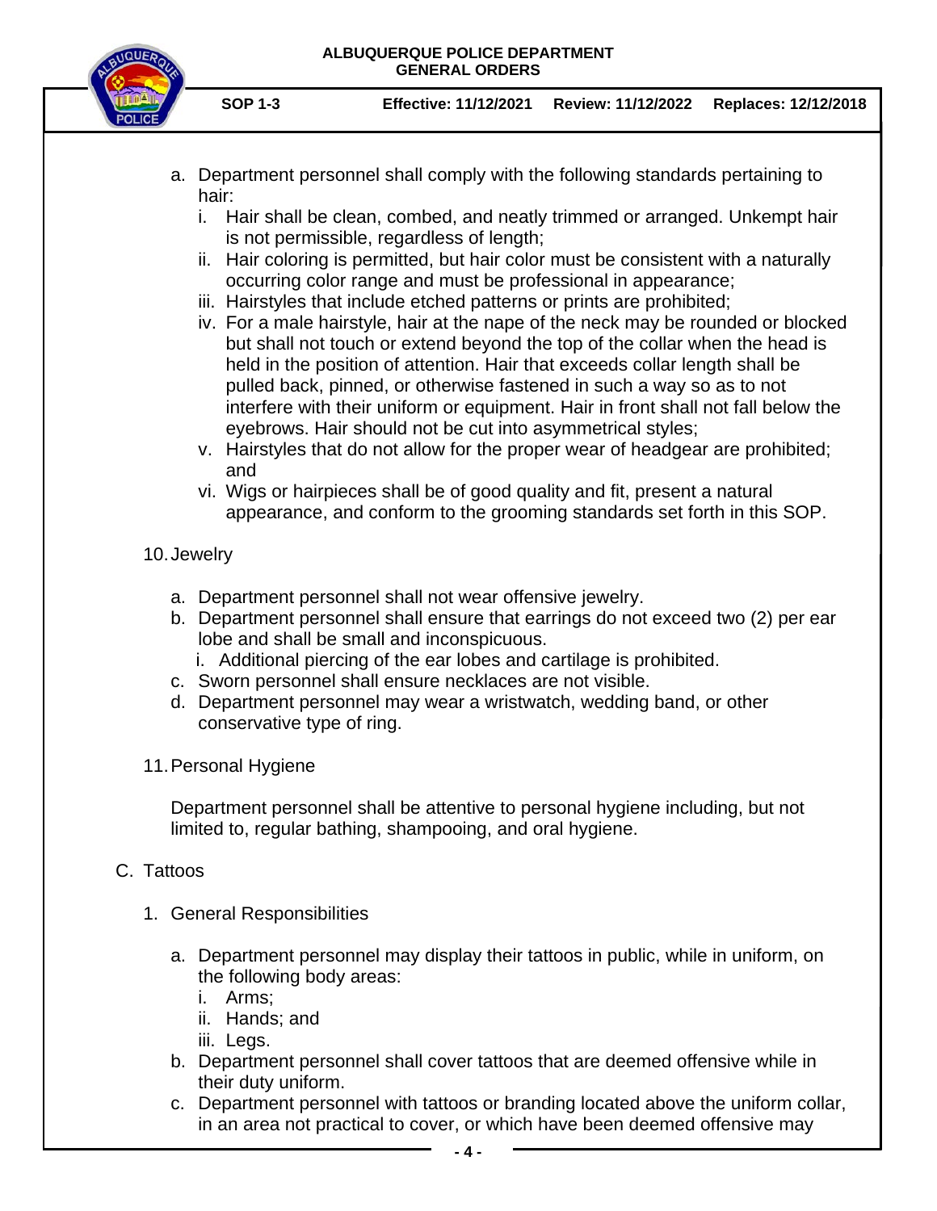a. Department personnel shall comply with the following standards pertaining to hair:
   i. Hair shall be clean, combed, and neatly trimmed or arranged. Unkempt hair is not permissible, regardless of length;
   ii. Hair coloring is permitted, but hair color must be consistent with a naturally occurring color range and must be professional in appearance;
   iii. Hairstyles that include etched patterns or prints are prohibited;
   iv. For a male hairstyle, hair at the nape of the neck may be rounded or blocked but shall not touch or extend beyond the top of the collar when the head is held in the position of attention. Hair that exceeds collar length shall be pulled back, pinned, or otherwise fastened in such a way so as to not interfere with their uniform or equipment. Hair in front shall not fall below the eyebrows. Hair should not be cut into asymmetrical styles;
   v. Hairstyles that do not allow for the proper wear of headgear are prohibited; and
   vi. Wigs or hairpieces shall be of good quality and fit, present a natural appearance, and conform to the grooming standards set forth in this SOP.

10. Jewelry

   a. Department personnel shall not wear offensive jewelry.
   b. Department personnel shall ensure that earrings do not exceed two (2) per ear lobe and shall be small and inconspicuous.
      i. Additional piercing of the ear lobes and cartilage is prohibited.
   c. Sworn personnel shall ensure necklaces are not visible.
   d. Department personnel may wear a wristwatch, wedding band, or other conservative type of ring.

11. Personal Hygiene

   Department personnel shall be attentive to personal hygiene including, but not limited to, regular bathing, shampooing, and oral hygiene.

C. Tattoos

   1. General Responsibilities

      a. Department personnel may display their tattoos in public, while in uniform, on the following body areas:
         i. Arms;
         ii. Hands; and
         iii. Legs.
      b. Department personnel shall cover tattoos that are deemed offensive while in their duty uniform.
      c. Department personnel with tattoos or branding located above the uniform collar, in an area not practical to cover, or which have been deemed offensive may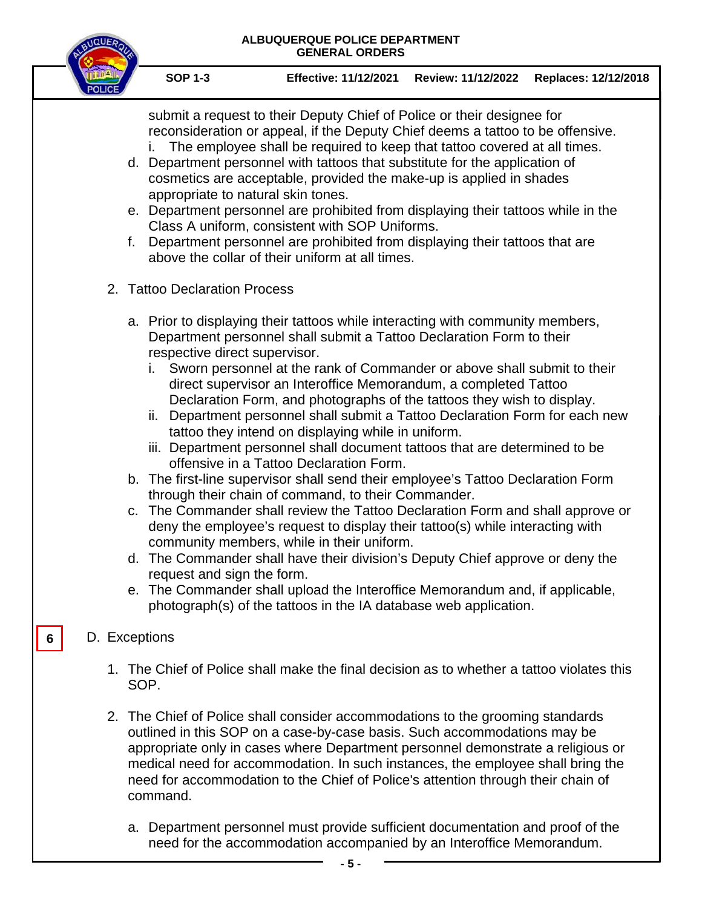submit a request to their Deputy Chief of Police or their designee for reconsideration or appeal, if the Deputy Chief deems a tattoo to be offensive.

   i. The employee shall be required to keep that tattoo covered at all times.

d. Department personnel with tattoos that substitute for the application of cosmetics are acceptable, provided the make-up is applied in shades appropriate to natural skin tones.

e. Department personnel are prohibited from displaying their tattoos while in the Class A uniform, consistent with SOP Uniforms.

f. Department personnel are prohibited from displaying their tattoos that are above the collar of their uniform at all times.

2. Tattoo Declaration Process

   a. Prior to displaying their tattoos while interacting with community members, Department personnel shall submit a Tattoo Declaration Form to their respective direct supervisor.
      i. Sworn personnel at the rank of Commander or above shall submit to their direct supervisor an Interoffice Memorandum, a completed Tattoo Declaration Form, and photographs of the tattoos they wish to display.
      ii. Department personnel shall submit a Tattoo Declaration Form for each new tattoo they intend on displaying while in uniform.
      iii. Department personnel shall document tattoos that are determined to be offensive in a Tattoo Declaration Form.
   b. The first-line supervisor shall send their employee's Tattoo Declaration Form through their chain of command, to their Commander.
   c. The Commander shall review the Tattoo Declaration Form and shall approve or deny the employee's request to display their tattoo(s) while interacting with community members, while in their uniform.
   d. The Commander shall have their division's Deputy Chief approve or deny the request and sign the form.
   e. The Commander shall upload the Interoffice Memorandum and, if applicable, photograph(s) of the tattoos in the IA database web application.

6

D. Exceptions

1. The Chief of Police shall make the final decision as to whether a tattoo violates this SOP.

2. The Chief of Police shall consider accommodations to the grooming standards outlined in this SOP on a case-by-case basis. Such accommodations may be appropriate only in cases where Department personnel demonstrate a religious or medical need for accommodation. In such instances, the employee shall bring the need for accommodation to the Chief of Police's attention through their chain of command.

   a. Department personnel must provide sufficient documentation and proof of the need for the accommodation accompanied by an Interoffice Memorandum.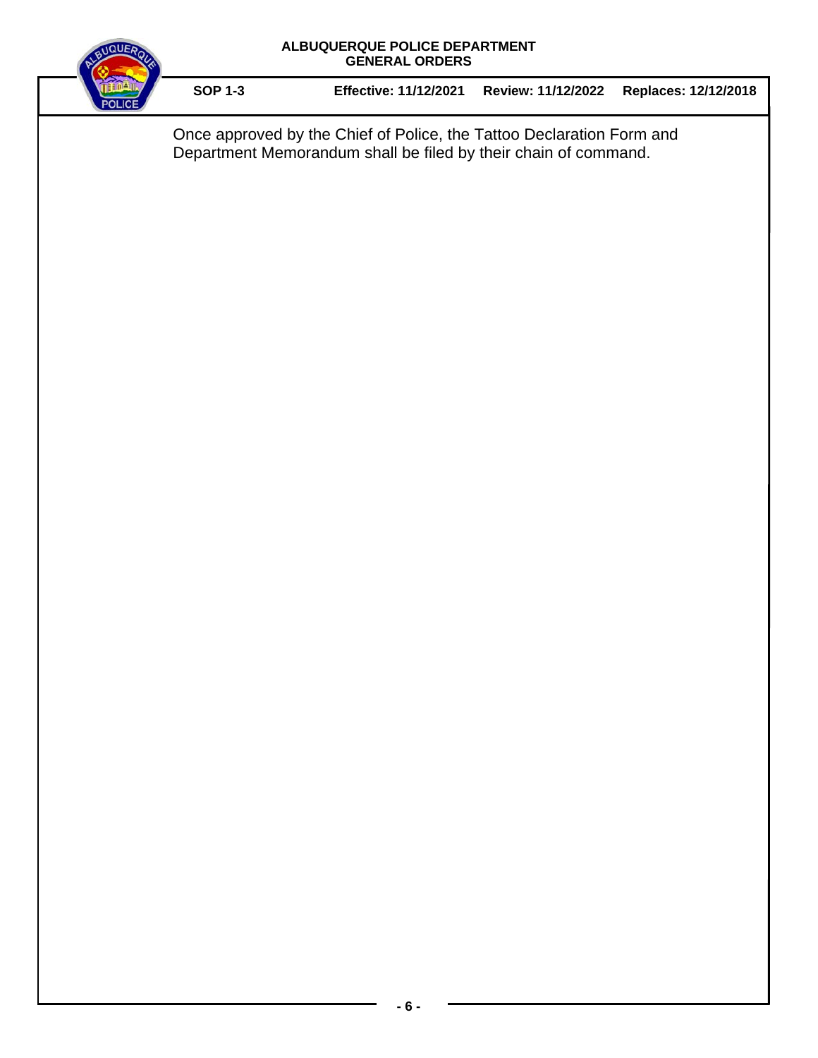Once approved by the Chief of Police, the Tattoo Declaration Form and Department Memorandum shall be filed by their chain of command.